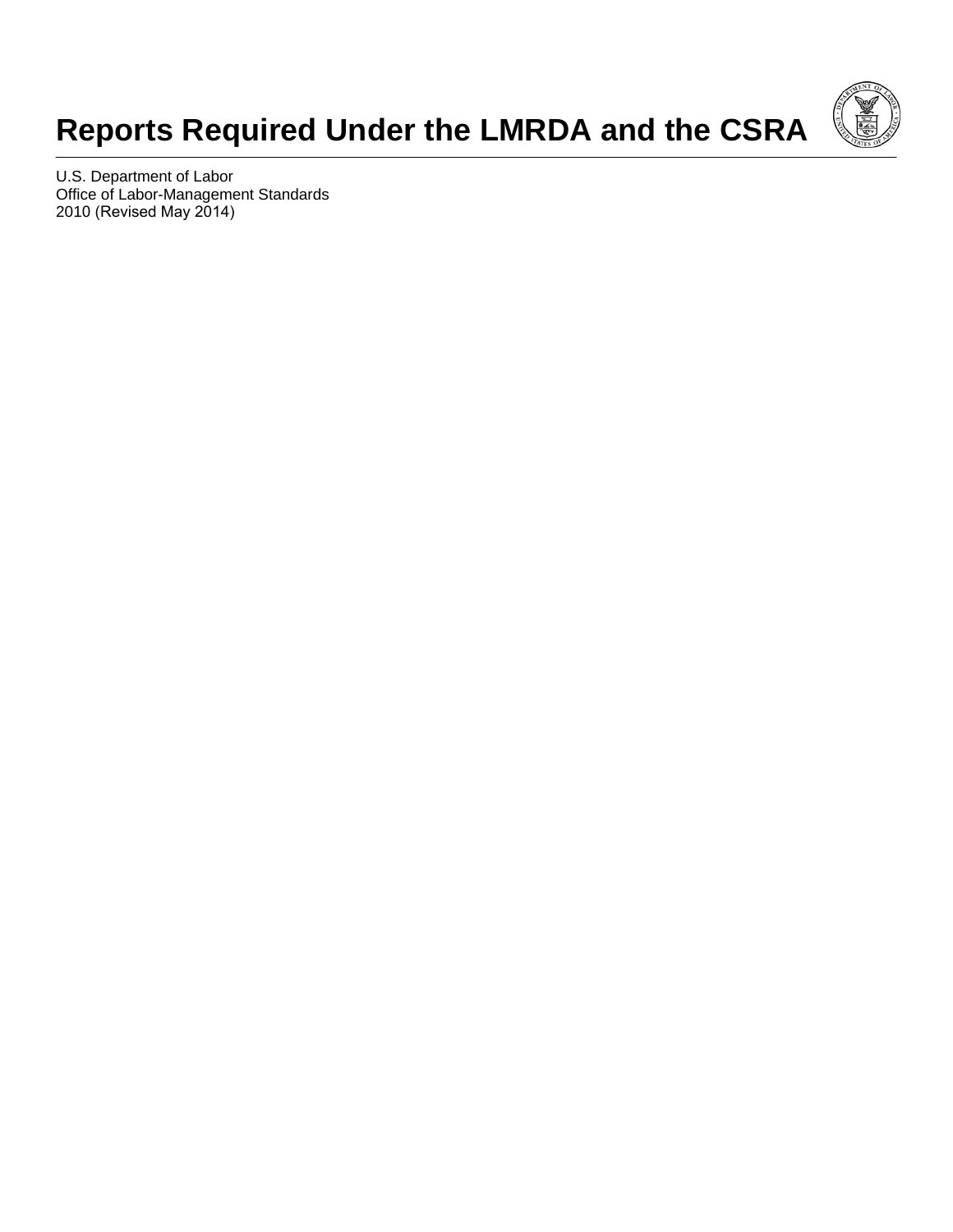# Reports Required Under the LMRDA and the CSRA

U.S. Department of Labor
Office of Labor-Management Standards
2010 (Revised May 2014)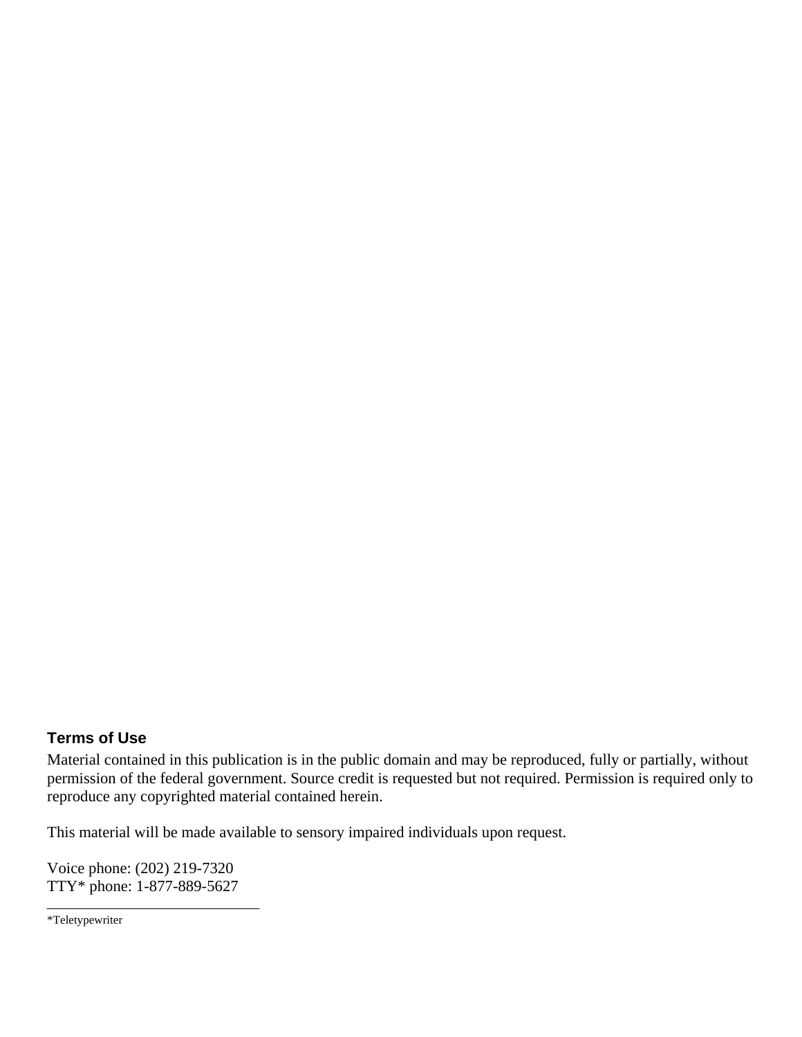### Terms of Use

Material contained in this publication is in the public domain and may be reproduced, fully or partially, without permission of the federal government. Source credit is requested but not required. Permission is required only to reproduce any copyrighted material contained herein.

This material will be made available to sensory impaired individuals upon request.

Voice phone: (202) 219-7320
TTY* phone: 1-877-889-5627

---

*Teletypewriter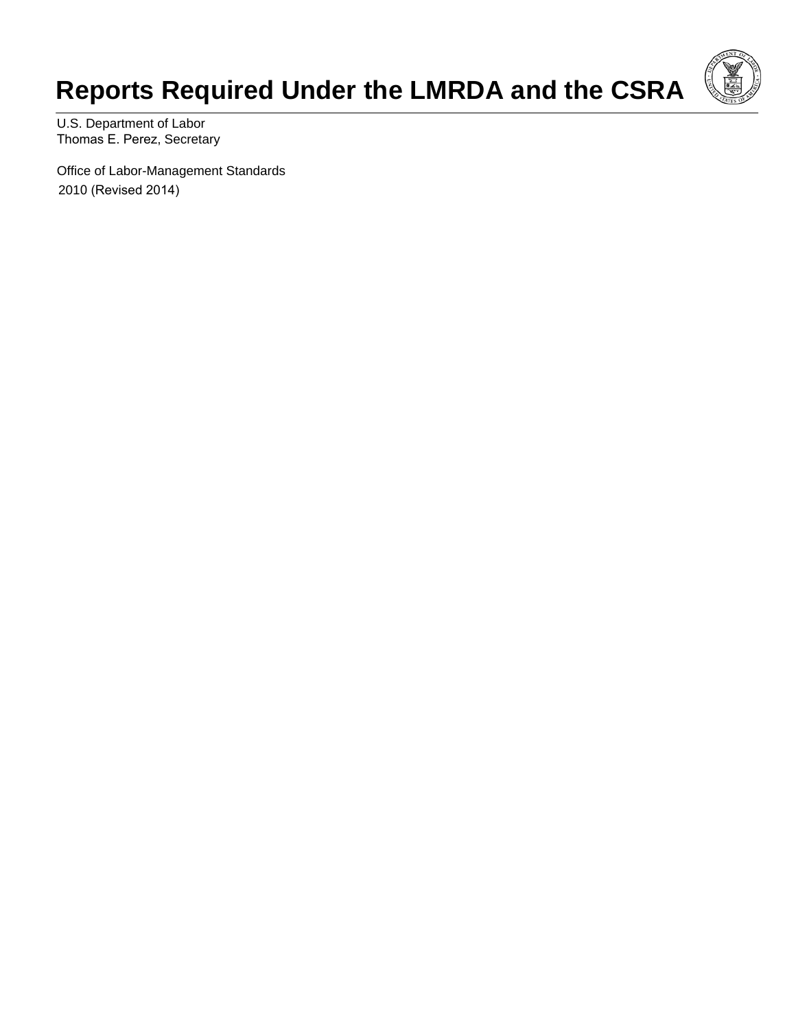# Reports Required Under the LMRDA and the CSRA

U.S. Department of Labor
Thomas E. Perez, Secretary

Office of Labor-Management Standards
2010 (Revised 2014)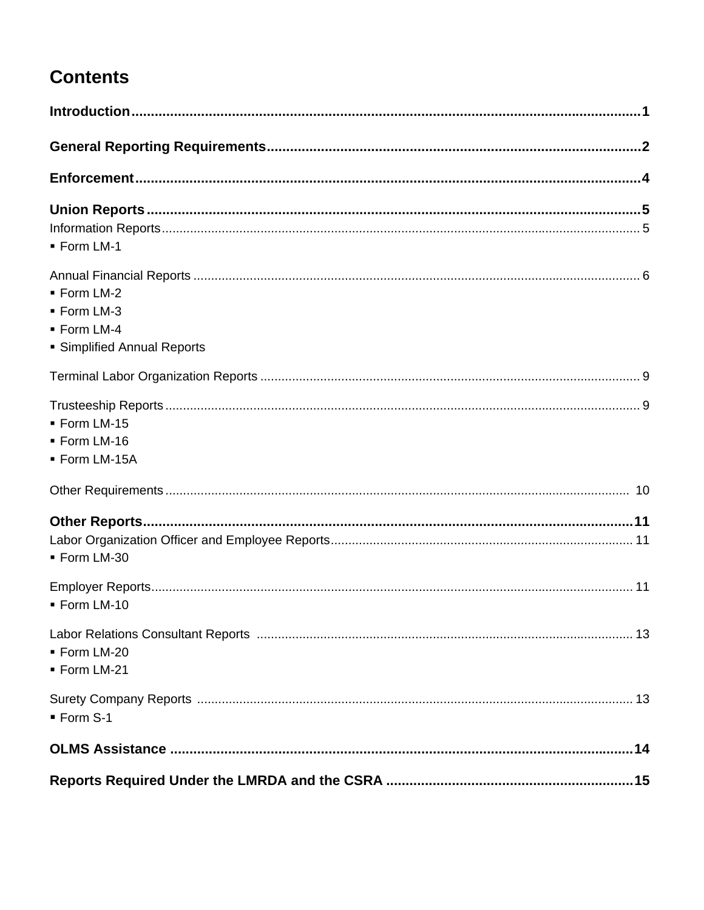# Contents

**Introduction** .......... 1

**General Reporting Requirements** .......... 2

**Enforcement** .......... 4

**Union Reports** .......... 5

Information Reports .......... 5

- Form LM-1

Annual Financial Reports .......... 6

- Form LM-2
- Form LM-3
- Form LM-4
- Simplified Annual Reports

Terminal Labor Organization Reports .......... 9

Trusteeship Reports .......... 9

- Form LM-15
- Form LM-16
- Form LM-15A

Other Requirements .......... 10

**Other Reports** .......... 11

Labor Organization Officer and Employee Reports .......... 11

- Form LM-30

Employer Reports .......... 11

- Form LM-10

Labor Relations Consultant Reports .......... 13

- Form LM-20
- Form LM-21

Surety Company Reports .......... 13

- Form S-1

**OLMS Assistance** .......... 14

**Reports Required Under the LMRDA and the CSRA** .......... 15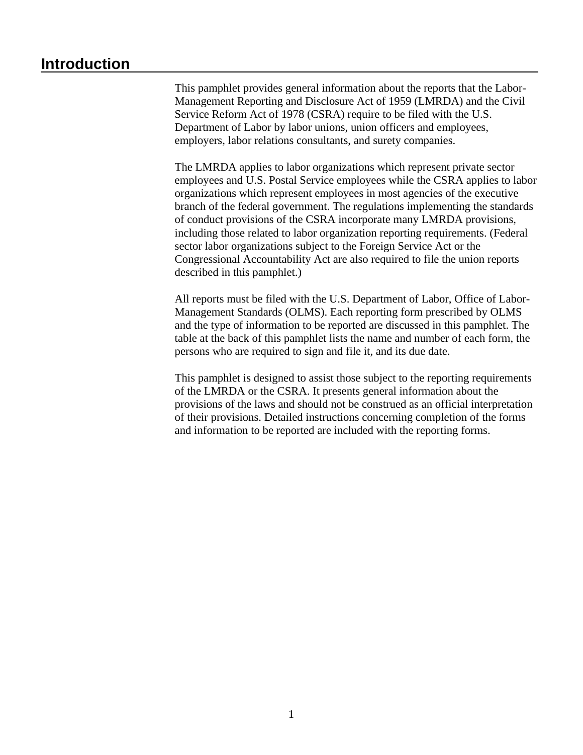## Introduction

This pamphlet provides general information about the reports that the Labor-Management Reporting and Disclosure Act of 1959 (LMRDA) and the Civil Service Reform Act of 1978 (CSRA) require to be filed with the U.S. Department of Labor by labor unions, union officers and employees, employers, labor relations consultants, and surety companies.

The LMRDA applies to labor organizations which represent private sector employees and U.S. Postal Service employees while the CSRA applies to labor organizations which represent employees in most agencies of the executive branch of the federal government. The regulations implementing the standards of conduct provisions of the CSRA incorporate many LMRDA provisions, including those related to labor organization reporting requirements. (Federal sector labor organizations subject to the Foreign Service Act or the Congressional Accountability Act are also required to file the union reports described in this pamphlet.)

All reports must be filed with the U.S. Department of Labor, Office of Labor-Management Standards (OLMS). Each reporting form prescribed by OLMS and the type of information to be reported are discussed in this pamphlet. The table at the back of this pamphlet lists the name and number of each form, the persons who are required to sign and file it, and its due date.

This pamphlet is designed to assist those subject to the reporting requirements of the LMRDA or the CSRA. It presents general information about the provisions of the laws and should not be construed as an official interpretation of their provisions. Detailed instructions concerning completion of the forms and information to be reported are included with the reporting forms.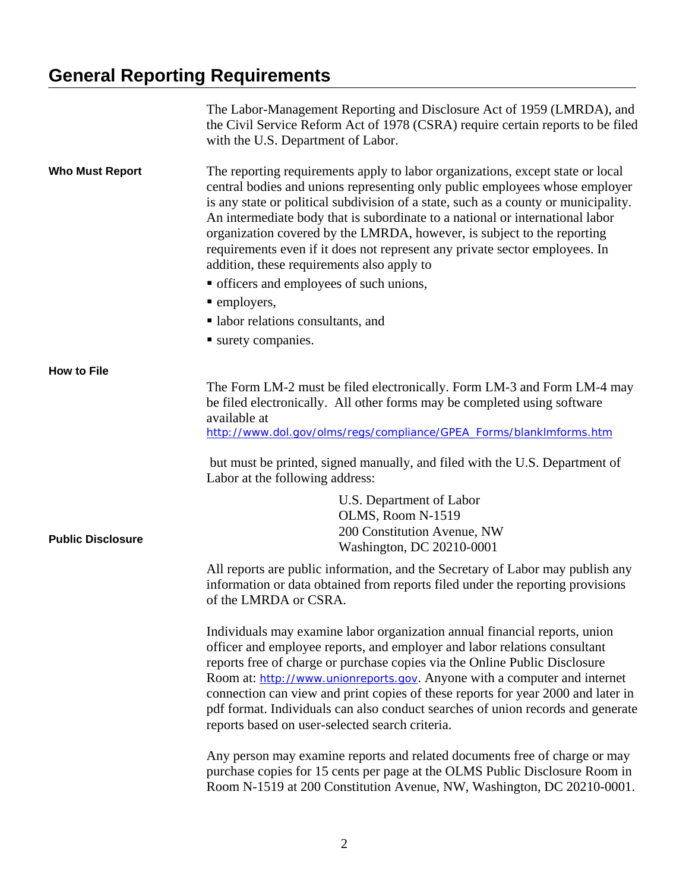# General Reporting Requirements

The Labor-Management Reporting and Disclosure Act of 1959 (LMRDA), and the Civil Service Reform Act of 1978 (CSRA) require certain reports to be filed with the U.S. Department of Labor.

**Who Must Report**

The reporting requirements apply to labor organizations, except state or local central bodies and unions representing only public employees whose employer is any state or political subdivision of a state, such as a county or municipality. An intermediate body that is subordinate to a national or international labor organization covered by the LMRDA, however, is subject to the reporting requirements even if it does not represent any private sector employees. In addition, these requirements also apply to

- officers and employees of such unions,
- employers,
- labor relations consultants, and
- surety companies.

**How to File**

The Form LM-2 must be filed electronically. Form LM-3 and Form LM-4 may be filed electronically. All other forms may be completed using software available at
http://www.dol.gov/olms/regs/compliance/GPEA_Forms/blanklmforms.htm

but must be printed, signed manually, and filed with the U.S. Department of Labor at the following address:

U.S. Department of Labor
OLMS, Room N-1519
200 Constitution Avenue, NW
Washington, DC 20210-0001

**Public Disclosure**

All reports are public information, and the Secretary of Labor may publish any information or data obtained from reports filed under the reporting provisions of the LMRDA or CSRA.

Individuals may examine labor organization annual financial reports, union officer and employee reports, and employer and labor relations consultant reports free of charge or purchase copies via the Online Public Disclosure Room at: http://www.unionreports.gov. Anyone with a computer and internet connection can view and print copies of these reports for year 2000 and later in pdf format. Individuals can also conduct searches of union records and generate reports based on user-selected search criteria.

Any person may examine reports and related documents free of charge or may purchase copies for 15 cents per page at the OLMS Public Disclosure Room in Room N-1519 at 200 Constitution Avenue, NW, Washington, DC 20210-0001.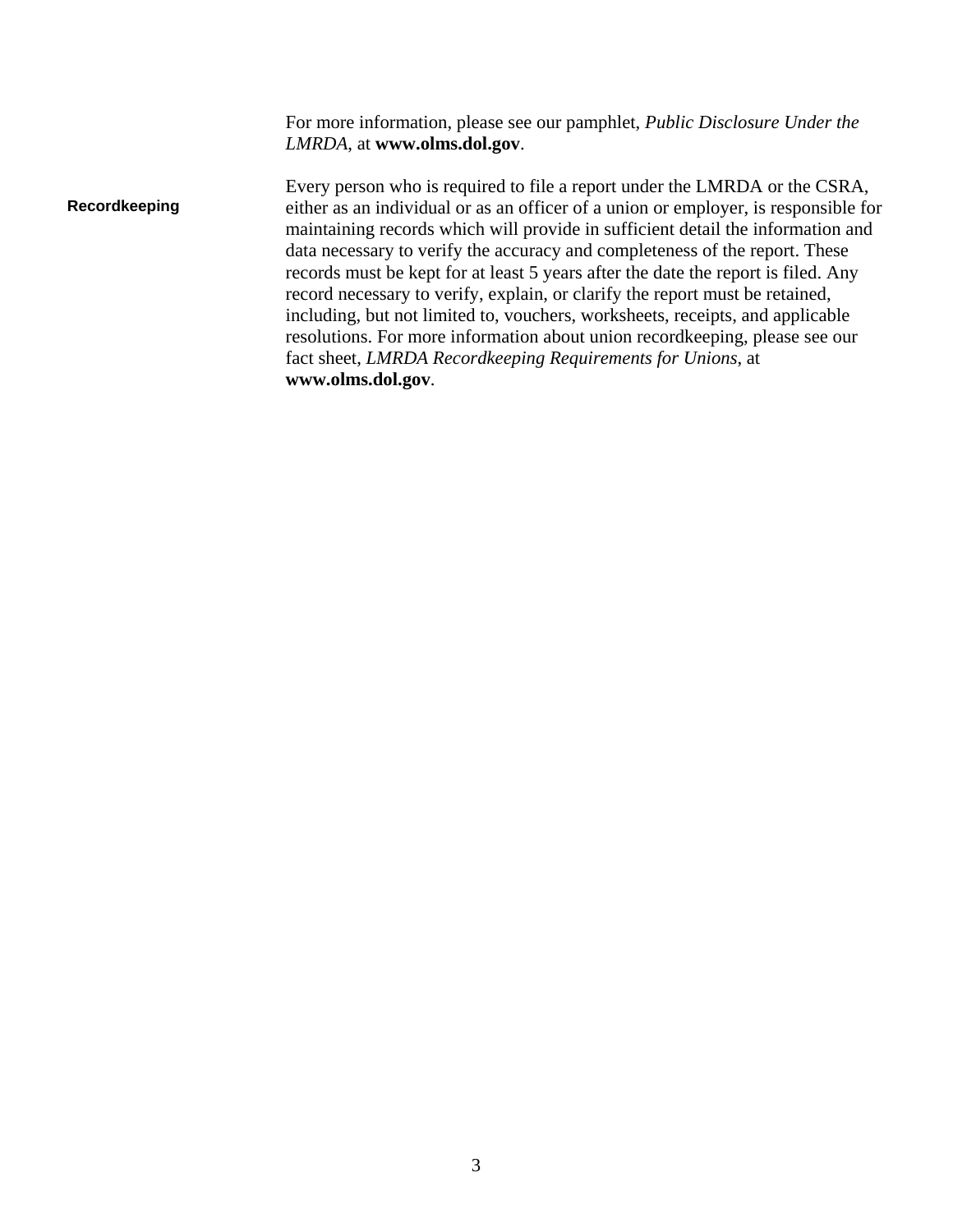For more information, please see our pamphlet, *Public Disclosure Under the LMRDA*, at **www.olms.dol.gov**.

## Recordkeeping

Every person who is required to file a report under the LMRDA or the CSRA, either as an individual or as an officer of a union or employer, is responsible for maintaining records which will provide in sufficient detail the information and data necessary to verify the accuracy and completeness of the report. These records must be kept for at least 5 years after the date the report is filed. Any record necessary to verify, explain, or clarify the report must be retained, including, but not limited to, vouchers, worksheets, receipts, and applicable resolutions. For more information about union recordkeeping, please see our fact sheet, *LMRDA Recordkeeping Requirements for Unions*, at **www.olms.dol.gov**.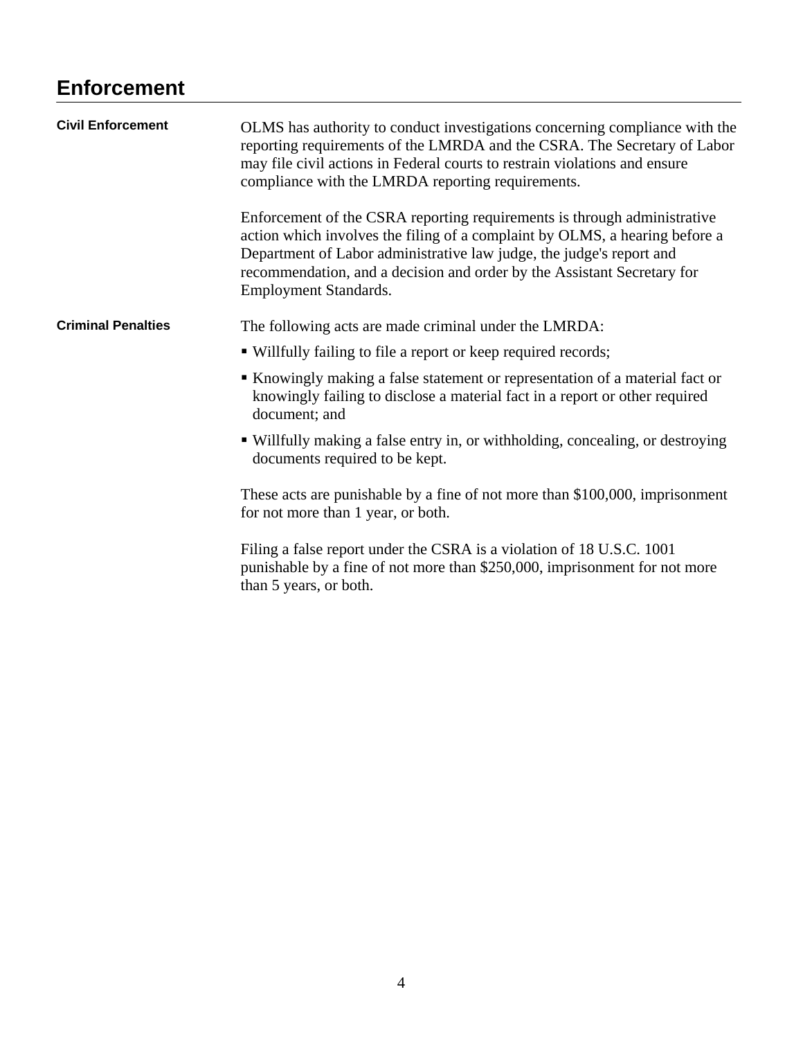## Enforcement

### Civil Enforcement

OLMS has authority to conduct investigations concerning compliance with the reporting requirements of the LMRDA and the CSRA. The Secretary of Labor may file civil actions in Federal courts to restrain violations and ensure compliance with the LMRDA reporting requirements.

Enforcement of the CSRA reporting requirements is through administrative action which involves the filing of a complaint by OLMS, a hearing before a Department of Labor administrative law judge, the judge's report and recommendation, and a decision and order by the Assistant Secretary for Employment Standards.

### Criminal Penalties

The following acts are made criminal under the LMRDA:

- Willfully failing to file a report or keep required records;
- Knowingly making a false statement or representation of a material fact or knowingly failing to disclose a material fact in a report or other required document; and
- Willfully making a false entry in, or withholding, concealing, or destroying documents required to be kept.

These acts are punishable by a fine of not more than $100,000, imprisonment for not more than 1 year, or both.

Filing a false report under the CSRA is a violation of 18 U.S.C. 1001 punishable by a fine of not more than $250,000, imprisonment for not more than 5 years, or both.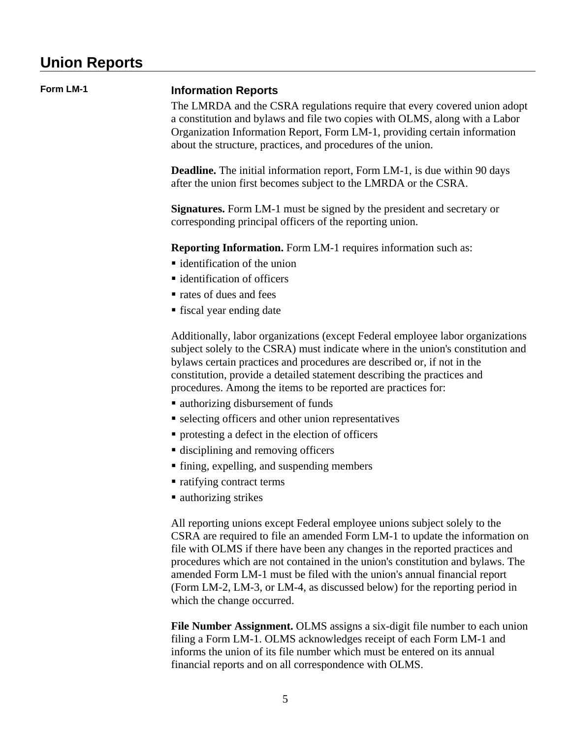# Union Reports

**Form LM-1**

## Information Reports

The LMRDA and the CSRA regulations require that every covered union adopt a constitution and bylaws and file two copies with OLMS, along with a Labor Organization Information Report, Form LM-1, providing certain information about the structure, practices, and procedures of the union.

**Deadline.** The initial information report, Form LM-1, is due within 90 days after the union first becomes subject to the LMRDA or the CSRA.

**Signatures.** Form LM-1 must be signed by the president and secretary or corresponding principal officers of the reporting union.

**Reporting Information.** Form LM-1 requires information such as:

- identification of the union
- identification of officers
- rates of dues and fees
- fiscal year ending date

Additionally, labor organizations (except Federal employee labor organizations subject solely to the CSRA) must indicate where in the union's constitution and bylaws certain practices and procedures are described or, if not in the constitution, provide a detailed statement describing the practices and procedures. Among the items to be reported are practices for:

- authorizing disbursement of funds
- selecting officers and other union representatives
- protesting a defect in the election of officers
- disciplining and removing officers
- fining, expelling, and suspending members
- ratifying contract terms
- authorizing strikes

All reporting unions except Federal employee unions subject solely to the CSRA are required to file an amended Form LM-1 to update the information on file with OLMS if there have been any changes in the reported practices and procedures which are not contained in the union's constitution and bylaws. The amended Form LM-1 must be filed with the union's annual financial report (Form LM-2, LM-3, or LM-4, as discussed below) for the reporting period in which the change occurred.

**File Number Assignment.** OLMS assigns a six-digit file number to each union filing a Form LM-1. OLMS acknowledges receipt of each Form LM-1 and informs the union of its file number which must be entered on its annual financial reports and on all correspondence with OLMS.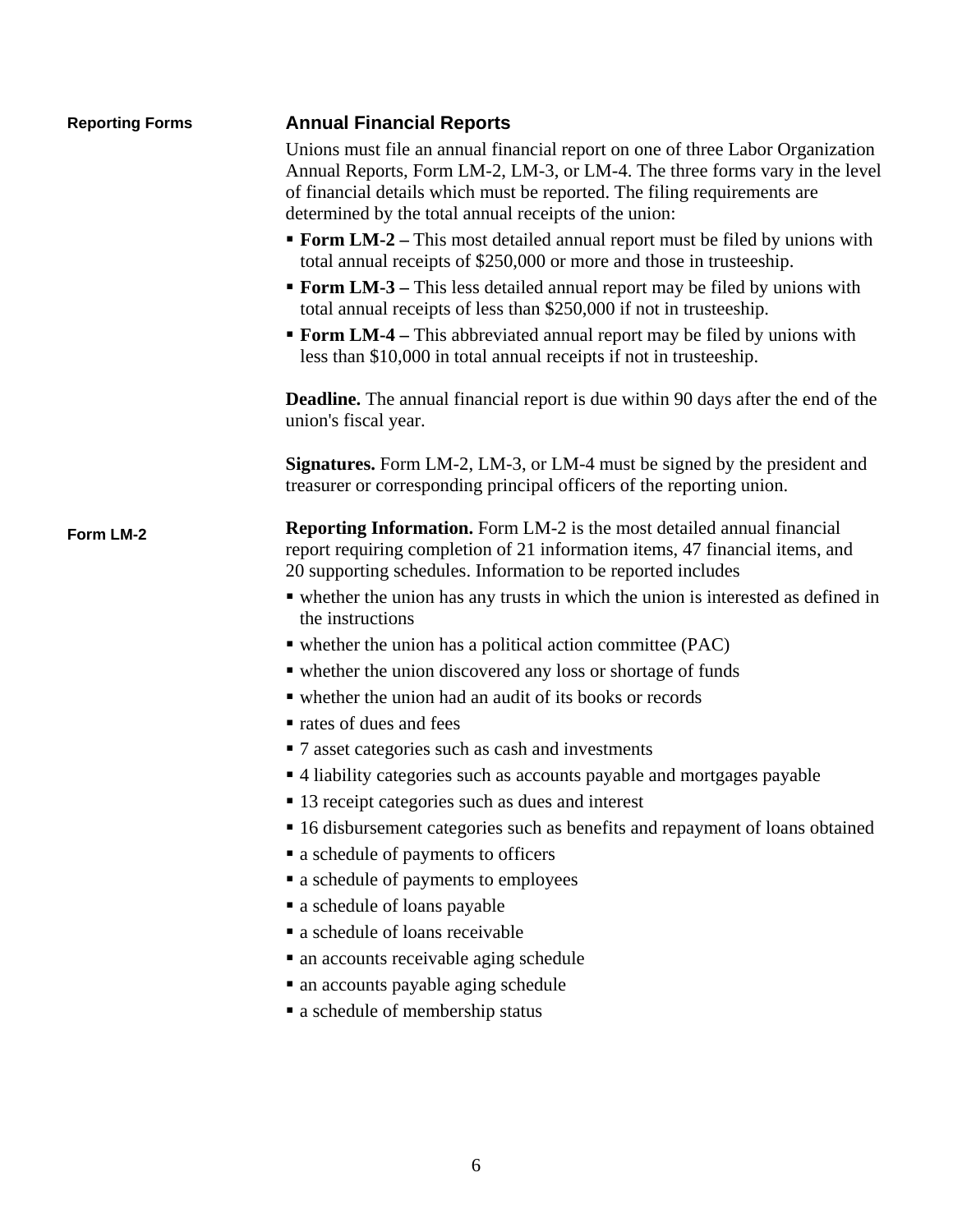**Reporting Forms**

## Annual Financial Reports

Unions must file an annual financial report on one of three Labor Organization Annual Reports, Form LM-2, LM-3, or LM-4. The three forms vary in the level of financial details which must be reported. The filing requirements are determined by the total annual receipts of the union:

- **Form LM-2 –** This most detailed annual report must be filed by unions with total annual receipts of $250,000 or more and those in trusteeship.
- **Form LM-3 –** This less detailed annual report may be filed by unions with total annual receipts of less than $250,000 if not in trusteeship.
- **Form LM-4 –** This abbreviated annual report may be filed by unions with less than $10,000 in total annual receipts if not in trusteeship.

**Deadline.** The annual financial report is due within 90 days after the end of the union's fiscal year.

**Signatures.** Form LM-2, LM-3, or LM-4 must be signed by the president and treasurer or corresponding principal officers of the reporting union.

**Form LM-2**

**Reporting Information.** Form LM-2 is the most detailed annual financial report requiring completion of 21 information items, 47 financial items, and 20 supporting schedules. Information to be reported includes

- whether the union has any trusts in which the union is interested as defined in the instructions
- whether the union has a political action committee (PAC)
- whether the union discovered any loss or shortage of funds
- whether the union had an audit of its books or records
- rates of dues and fees
- 7 asset categories such as cash and investments
- 4 liability categories such as accounts payable and mortgages payable
- 13 receipt categories such as dues and interest
- 16 disbursement categories such as benefits and repayment of loans obtained
- a schedule of payments to officers
- a schedule of payments to employees
- a schedule of loans payable
- a schedule of loans receivable
- an accounts receivable aging schedule
- an accounts payable aging schedule
- a schedule of membership status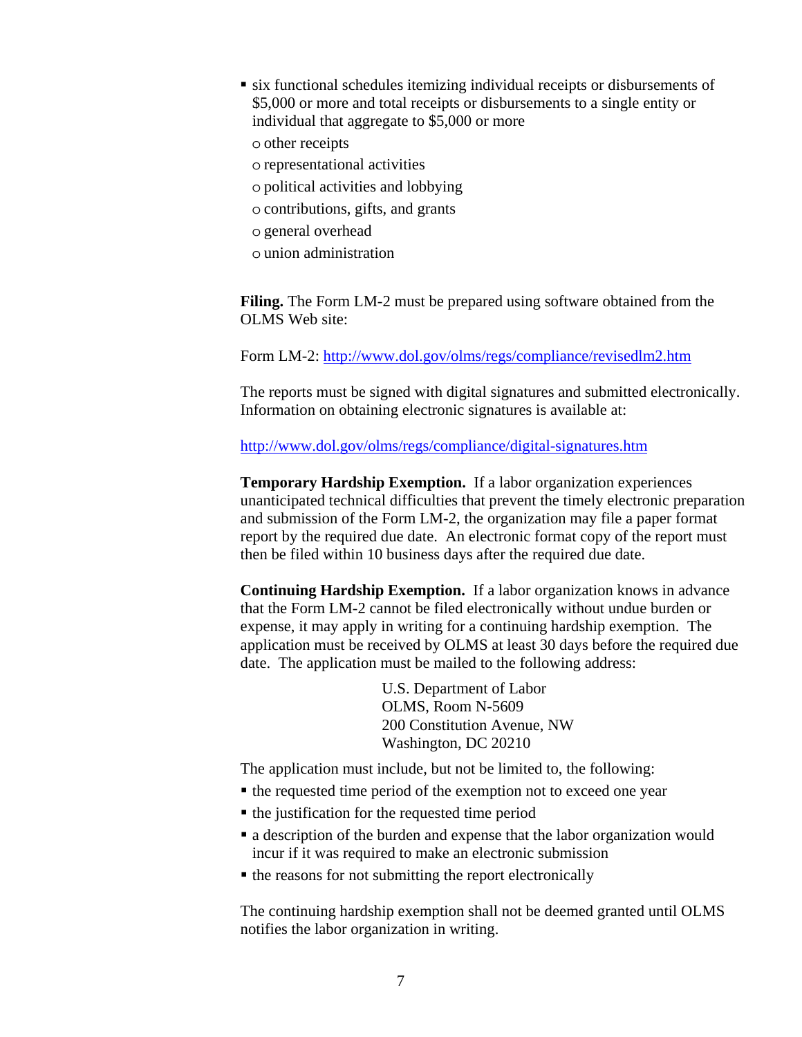- six functional schedules itemizing individual receipts or disbursements of $5,000 or more and total receipts or disbursements to a single entity or individual that aggregate to $5,000 or more
    - other receipts
    - representational activities
    - political activities and lobbying
    - contributions, gifts, and grants
    - general overhead
    - union administration

**Filing.** The Form LM-2 must be prepared using software obtained from the OLMS Web site:

Form LM-2: http://www.dol.gov/olms/regs/compliance/revisedlm2.htm

The reports must be signed with digital signatures and submitted electronically. Information on obtaining electronic signatures is available at:

http://www.dol.gov/olms/regs/compliance/digital-signatures.htm

**Temporary Hardship Exemption.** If a labor organization experiences unanticipated technical difficulties that prevent the timely electronic preparation and submission of the Form LM-2, the organization may file a paper format report by the required due date. An electronic format copy of the report must then be filed within 10 business days after the required due date.

**Continuing Hardship Exemption.** If a labor organization knows in advance that the Form LM-2 cannot be filed electronically without undue burden or expense, it may apply in writing for a continuing hardship exemption. The application must be received by OLMS at least 30 days before the required due date. The application must be mailed to the following address:

U.S. Department of Labor
OLMS, Room N-5609
200 Constitution Avenue, NW
Washington, DC 20210

The application must include, but not be limited to, the following:

- the requested time period of the exemption not to exceed one year
- the justification for the requested time period
- a description of the burden and expense that the labor organization would incur if it was required to make an electronic submission
- the reasons for not submitting the report electronically

The continuing hardship exemption shall not be deemed granted until OLMS notifies the labor organization in writing.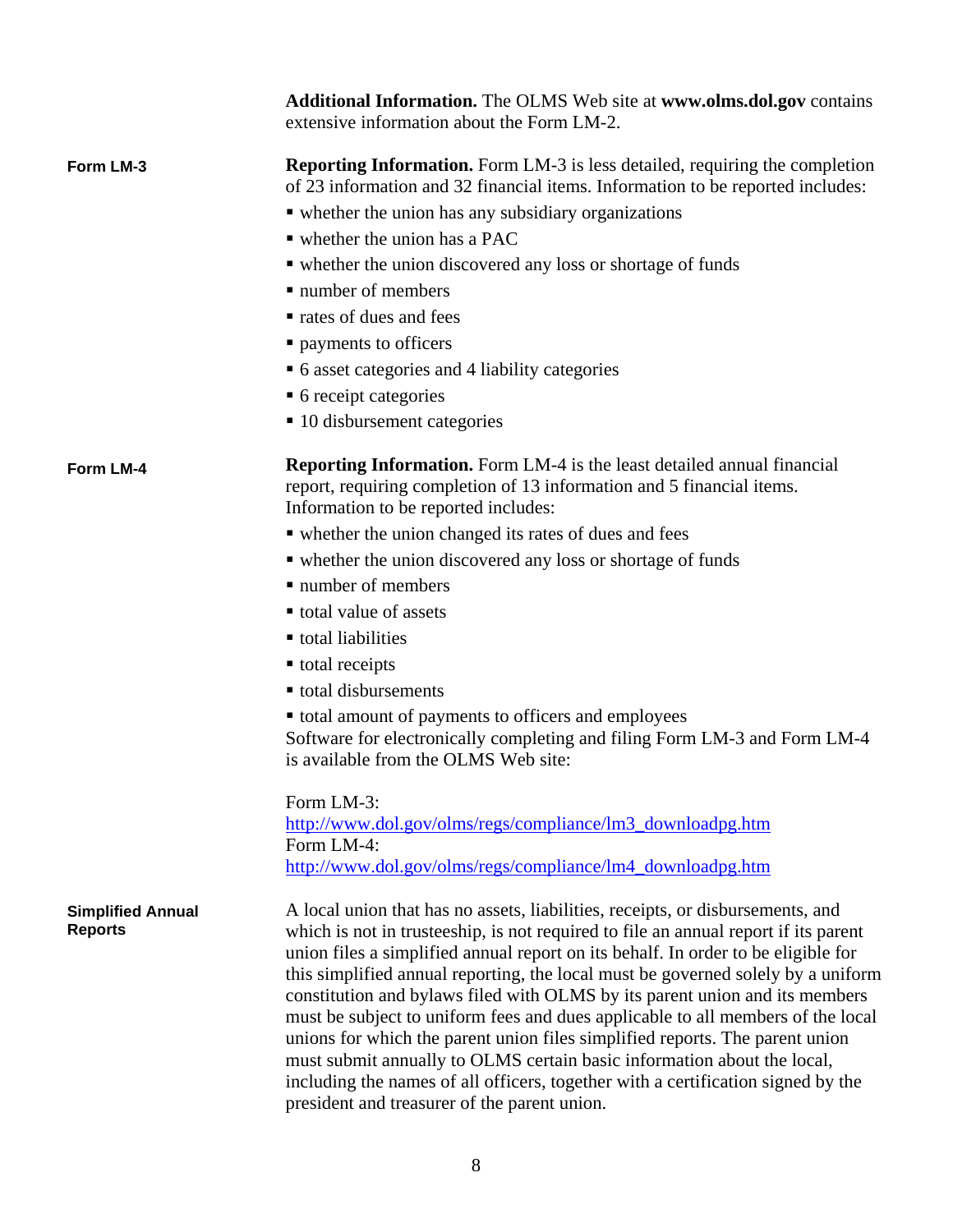**Additional Information.** The OLMS Web site at **www.olms.dol.gov** contains extensive information about the Form LM-2.

### Form LM-3

**Reporting Information.** Form LM-3 is less detailed, requiring the completion of 23 information and 32 financial items. Information to be reported includes:

- whether the union has any subsidiary organizations
- whether the union has a PAC
- whether the union discovered any loss or shortage of funds
- number of members
- rates of dues and fees
- payments to officers
- 6 asset categories and 4 liability categories
- 6 receipt categories
- 10 disbursement categories

### Form LM-4

**Reporting Information.** Form LM-4 is the least detailed annual financial report, requiring completion of 13 information and 5 financial items. Information to be reported includes:

- whether the union changed its rates of dues and fees
- whether the union discovered any loss or shortage of funds
- number of members
- total value of assets
- total liabilities
- total receipts
- total disbursements
- total amount of payments to officers and employees

Software for electronically completing and filing Form LM-3 and Form LM-4 is available from the OLMS Web site:

Form LM-3:
[http://www.dol.gov/olms/regs/compliance/lm3_downloadpg.htm](http://www.dol.gov/olms/regs/compliance/lm3_downloadpg.htm)
Form LM-4:
[http://www.dol.gov/olms/regs/compliance/lm4_downloadpg.htm](http://www.dol.gov/olms/regs/compliance/lm4_downloadpg.htm)

### Simplified Annual Reports

A local union that has no assets, liabilities, receipts, or disbursements, and which is not in trusteeship, is not required to file an annual report if its parent union files a simplified annual report on its behalf. In order to be eligible for this simplified annual reporting, the local must be governed solely by a uniform constitution and bylaws filed with OLMS by its parent union and its members must be subject to uniform fees and dues applicable to all members of the local unions for which the parent union files simplified reports. The parent union must submit annually to OLMS certain basic information about the local, including the names of all officers, together with a certification signed by the president and treasurer of the parent union.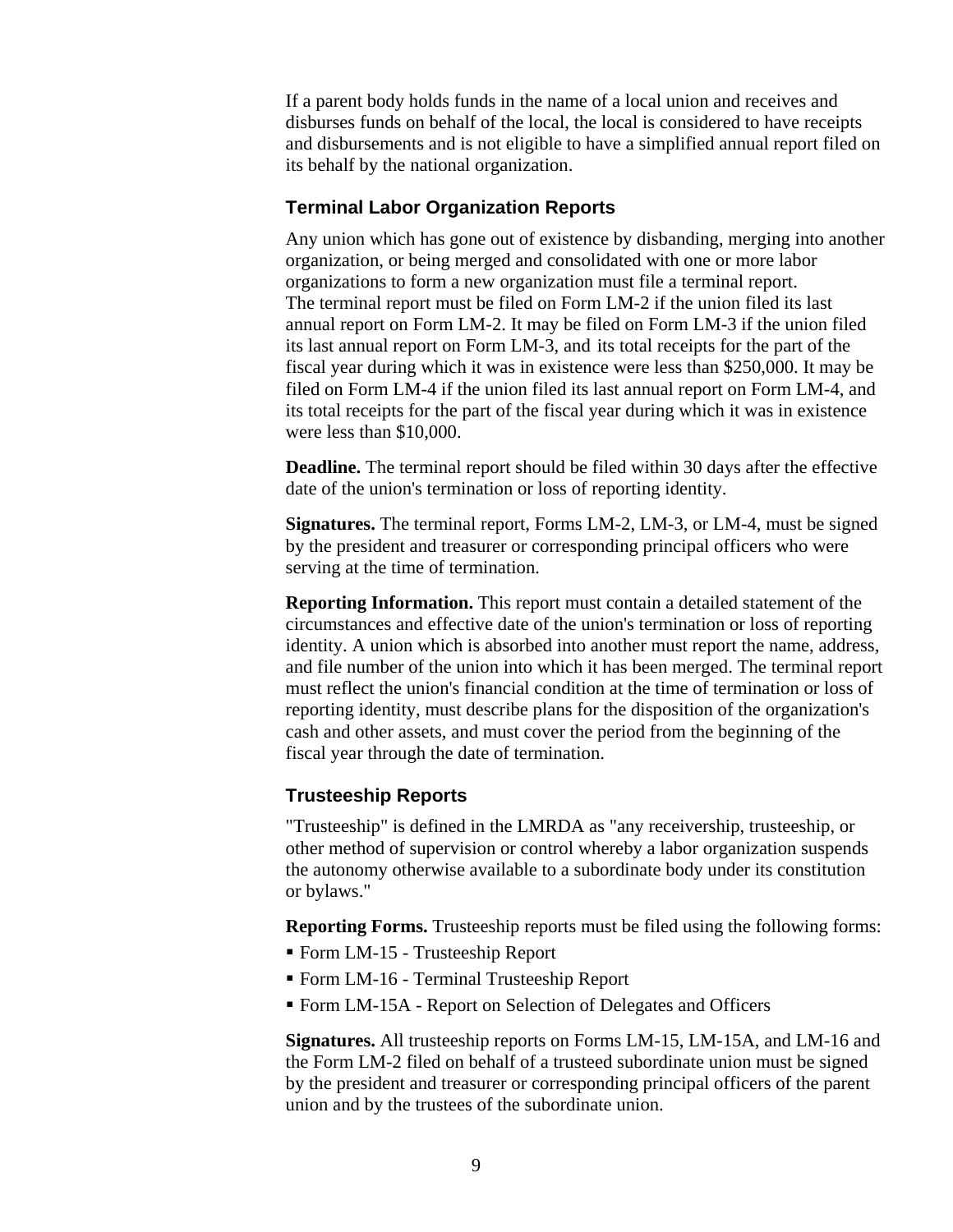If a parent body holds funds in the name of a local union and receives and disburses funds on behalf of the local, the local is considered to have receipts and disbursements and is not eligible to have a simplified annual report filed on its behalf by the national organization.

### Terminal Labor Organization Reports

Any union which has gone out of existence by disbanding, merging into another organization, or being merged and consolidated with one or more labor organizations to form a new organization must file a terminal report. The terminal report must be filed on Form LM-2 if the union filed its last annual report on Form LM-2. It may be filed on Form LM-3 if the union filed its last annual report on Form LM-3, and its total receipts for the part of the fiscal year during which it was in existence were less than $250,000. It may be filed on Form LM-4 if the union filed its last annual report on Form LM-4, and its total receipts for the part of the fiscal year during which it was in existence were less than $10,000.

**Deadline.** The terminal report should be filed within 30 days after the effective date of the union's termination or loss of reporting identity.

**Signatures.** The terminal report, Forms LM-2, LM-3, or LM-4, must be signed by the president and treasurer or corresponding principal officers who were serving at the time of termination.

**Reporting Information.** This report must contain a detailed statement of the circumstances and effective date of the union's termination or loss of reporting identity. A union which is absorbed into another must report the name, address, and file number of the union into which it has been merged. The terminal report must reflect the union's financial condition at the time of termination or loss of reporting identity, must describe plans for the disposition of the organization's cash and other assets, and must cover the period from the beginning of the fiscal year through the date of termination.

### Trusteeship Reports

"Trusteeship" is defined in the LMRDA as "any receivership, trusteeship, or other method of supervision or control whereby a labor organization suspends the autonomy otherwise available to a subordinate body under its constitution or bylaws."

**Reporting Forms.** Trusteeship reports must be filed using the following forms:

- Form LM-15 - Trusteeship Report
- Form LM-16 - Terminal Trusteeship Report
- Form LM-15A - Report on Selection of Delegates and Officers

**Signatures.** All trusteeship reports on Forms LM-15, LM-15A, and LM-16 and the Form LM-2 filed on behalf of a trusteed subordinate union must be signed by the president and treasurer or corresponding principal officers of the parent union and by the trustees of the subordinate union.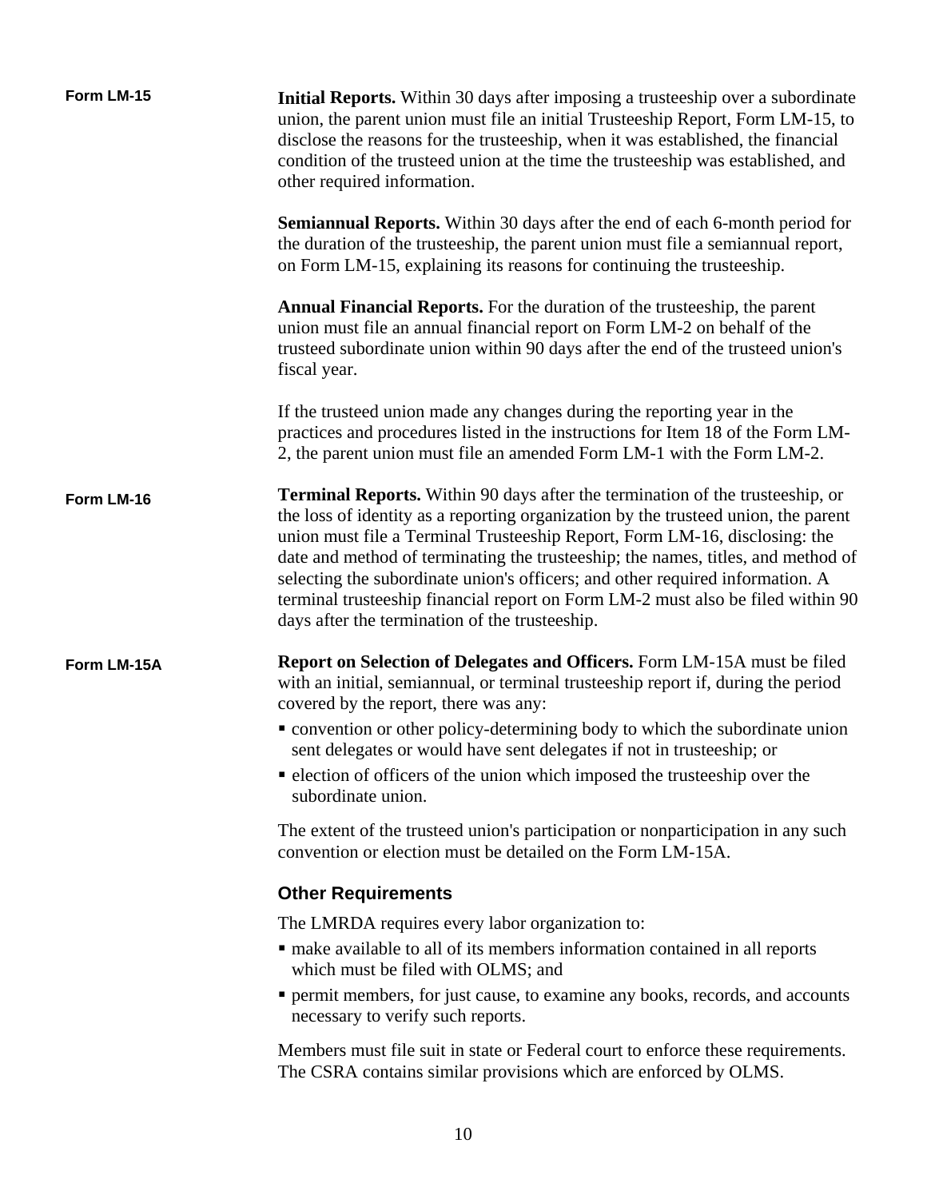**Form LM-15**

**Initial Reports.** Within 30 days after imposing a trusteeship over a subordinate union, the parent union must file an initial Trusteeship Report, Form LM-15, to disclose the reasons for the trusteeship, when it was established, the financial condition of the trusteed union at the time the trusteeship was established, and other required information.

**Semiannual Reports.** Within 30 days after the end of each 6-month period for the duration of the trusteeship, the parent union must file a semiannual report, on Form LM-15, explaining its reasons for continuing the trusteeship.

**Annual Financial Reports.** For the duration of the trusteeship, the parent union must file an annual financial report on Form LM-2 on behalf of the trusteed subordinate union within 90 days after the end of the trusteed union's fiscal year.

If the trusteed union made any changes during the reporting year in the practices and procedures listed in the instructions for Item 18 of the Form LM-2, the parent union must file an amended Form LM-1 with the Form LM-2.

**Form LM-16**

**Terminal Reports.** Within 90 days after the termination of the trusteeship, or the loss of identity as a reporting organization by the trusteed union, the parent union must file a Terminal Trusteeship Report, Form LM-16, disclosing: the date and method of terminating the trusteeship; the names, titles, and method of selecting the subordinate union's officers; and other required information. A terminal trusteeship financial report on Form LM-2 must also be filed within 90 days after the termination of the trusteeship.

**Form LM-15A**

**Report on Selection of Delegates and Officers.** Form LM-15A must be filed with an initial, semiannual, or terminal trusteeship report if, during the period covered by the report, there was any:

- convention or other policy-determining body to which the subordinate union sent delegates or would have sent delegates if not in trusteeship; or
- election of officers of the union which imposed the trusteeship over the subordinate union.

The extent of the trusteed union's participation or nonparticipation in any such convention or election must be detailed on the Form LM-15A.

### Other Requirements

The LMRDA requires every labor organization to:

- make available to all of its members information contained in all reports which must be filed with OLMS; and
- permit members, for just cause, to examine any books, records, and accounts necessary to verify such reports.

Members must file suit in state or Federal court to enforce these requirements. The CSRA contains similar provisions which are enforced by OLMS.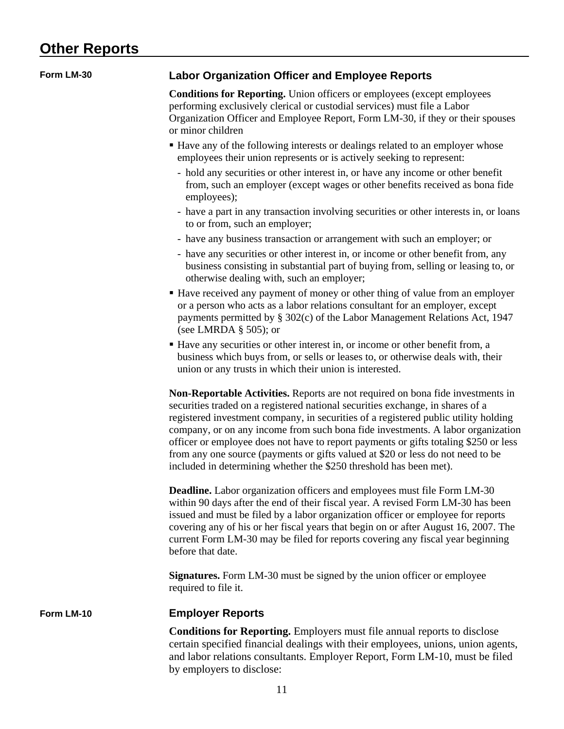# Other Reports

## Form LM-30

### Labor Organization Officer and Employee Reports

**Conditions for Reporting.** Union officers or employees (except employees performing exclusively clerical or custodial services) must file a Labor Organization Officer and Employee Report, Form LM-30, if they or their spouses or minor children

- Have any of the following interests or dealings related to an employer whose employees their union represents or is actively seeking to represent:
  - hold any securities or other interest in, or have any income or other benefit from, such an employer (except wages or other benefits received as bona fide employees);
  - have a part in any transaction involving securities or other interests in, or loans to or from, such an employer;
  - have any business transaction or arrangement with such an employer; or
  - have any securities or other interest in, or income or other benefit from, any business consisting in substantial part of buying from, selling or leasing to, or otherwise dealing with, such an employer;
- Have received any payment of money or other thing of value from an employer or a person who acts as a labor relations consultant for an employer, except payments permitted by § 302(c) of the Labor Management Relations Act, 1947 (see LMRDA § 505); or
- Have any securities or other interest in, or income or other benefit from, a business which buys from, or sells or leases to, or otherwise deals with, their union or any trusts in which their union is interested.

**Non-Reportable Activities.** Reports are not required on bona fide investments in securities traded on a registered national securities exchange, in shares of a registered investment company, in securities of a registered public utility holding company, or on any income from such bona fide investments. A labor organization officer or employee does not have to report payments or gifts totaling $250 or less from any one source (payments or gifts valued at $20 or less do not need to be included in determining whether the $250 threshold has been met).

**Deadline.** Labor organization officers and employees must file Form LM-30 within 90 days after the end of their fiscal year. A revised Form LM-30 has been issued and must be filed by a labor organization officer or employee for reports covering any of his or her fiscal years that begin on or after August 16, 2007. The current Form LM-30 may be filed for reports covering any fiscal year beginning before that date.

**Signatures.** Form LM-30 must be signed by the union officer or employee required to file it.

## Form LM-10

### Employer Reports

**Conditions for Reporting.** Employers must file annual reports to disclose certain specified financial dealings with their employees, unions, union agents, and labor relations consultants. Employer Report, Form LM-10, must be filed by employers to disclose: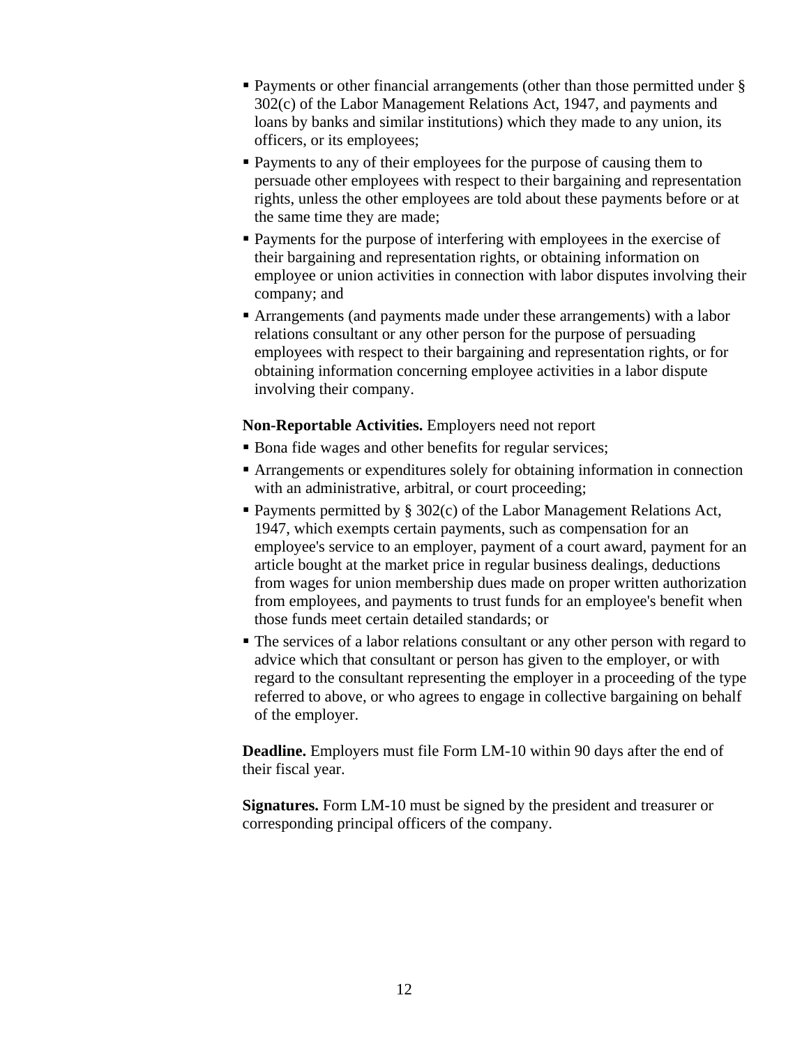- Payments or other financial arrangements (other than those permitted under § 302(c) of the Labor Management Relations Act, 1947, and payments and loans by banks and similar institutions) which they made to any union, its officers, or its employees;
- Payments to any of their employees for the purpose of causing them to persuade other employees with respect to their bargaining and representation rights, unless the other employees are told about these payments before or at the same time they are made;
- Payments for the purpose of interfering with employees in the exercise of their bargaining and representation rights, or obtaining information on employee or union activities in connection with labor disputes involving their company; and
- Arrangements (and payments made under these arrangements) with a labor relations consultant or any other person for the purpose of persuading employees with respect to their bargaining and representation rights, or for obtaining information concerning employee activities in a labor dispute involving their company.

**Non-Reportable Activities.** Employers need not report

- Bona fide wages and other benefits for regular services;
- Arrangements or expenditures solely for obtaining information in connection with an administrative, arbitral, or court proceeding;
- Payments permitted by § 302(c) of the Labor Management Relations Act, 1947, which exempts certain payments, such as compensation for an employee's service to an employer, payment of a court award, payment for an article bought at the market price in regular business dealings, deductions from wages for union membership dues made on proper written authorization from employees, and payments to trust funds for an employee's benefit when those funds meet certain detailed standards; or
- The services of a labor relations consultant or any other person with regard to advice which that consultant or person has given to the employer, or with regard to the consultant representing the employer in a proceeding of the type referred to above, or who agrees to engage in collective bargaining on behalf of the employer.

**Deadline.** Employers must file Form LM-10 within 90 days after the end of their fiscal year.

**Signatures.** Form LM-10 must be signed by the president and treasurer or corresponding principal officers of the company.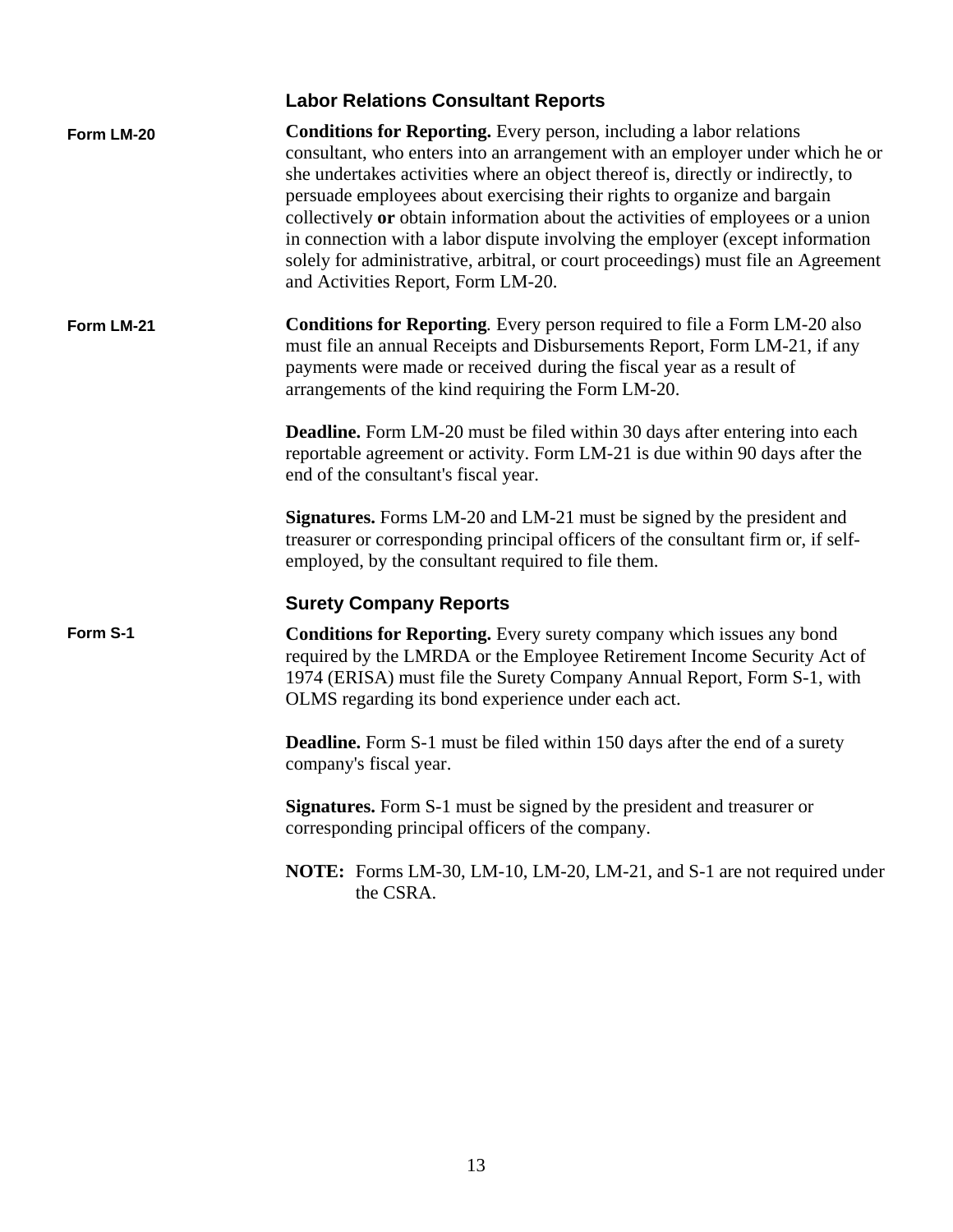## Labor Relations Consultant Reports

**Form LM-20**

**Conditions for Reporting.** Every person, including a labor relations consultant, who enters into an arrangement with an employer under which he or she undertakes activities where an object thereof is, directly or indirectly, to persuade employees about exercising their rights to organize and bargain collectively **or** obtain information about the activities of employees or a union in connection with a labor dispute involving the employer (except information solely for administrative, arbitral, or court proceedings) must file an Agreement and Activities Report, Form LM-20.

**Form LM-21**

**Conditions for Reporting**. Every person required to file a Form LM-20 also must file an annual Receipts and Disbursements Report, Form LM-21, if any payments were made or received during the fiscal year as a result of arrangements of the kind requiring the Form LM-20.

**Deadline.** Form LM-20 must be filed within 30 days after entering into each reportable agreement or activity. Form LM-21 is due within 90 days after the end of the consultant's fiscal year.

**Signatures.** Forms LM-20 and LM-21 must be signed by the president and treasurer or corresponding principal officers of the consultant firm or, if self-employed, by the consultant required to file them.

## Surety Company Reports

**Form S-1**

**Conditions for Reporting.** Every surety company which issues any bond required by the LMRDA or the Employee Retirement Income Security Act of 1974 (ERISA) must file the Surety Company Annual Report, Form S-1, with OLMS regarding its bond experience under each act.

**Deadline.** Form S-1 must be filed within 150 days after the end of a surety company's fiscal year.

**Signatures.** Form S-1 must be signed by the president and treasurer or corresponding principal officers of the company.

**NOTE:** Forms LM-30, LM-10, LM-20, LM-21, and S-1 are not required under the CSRA.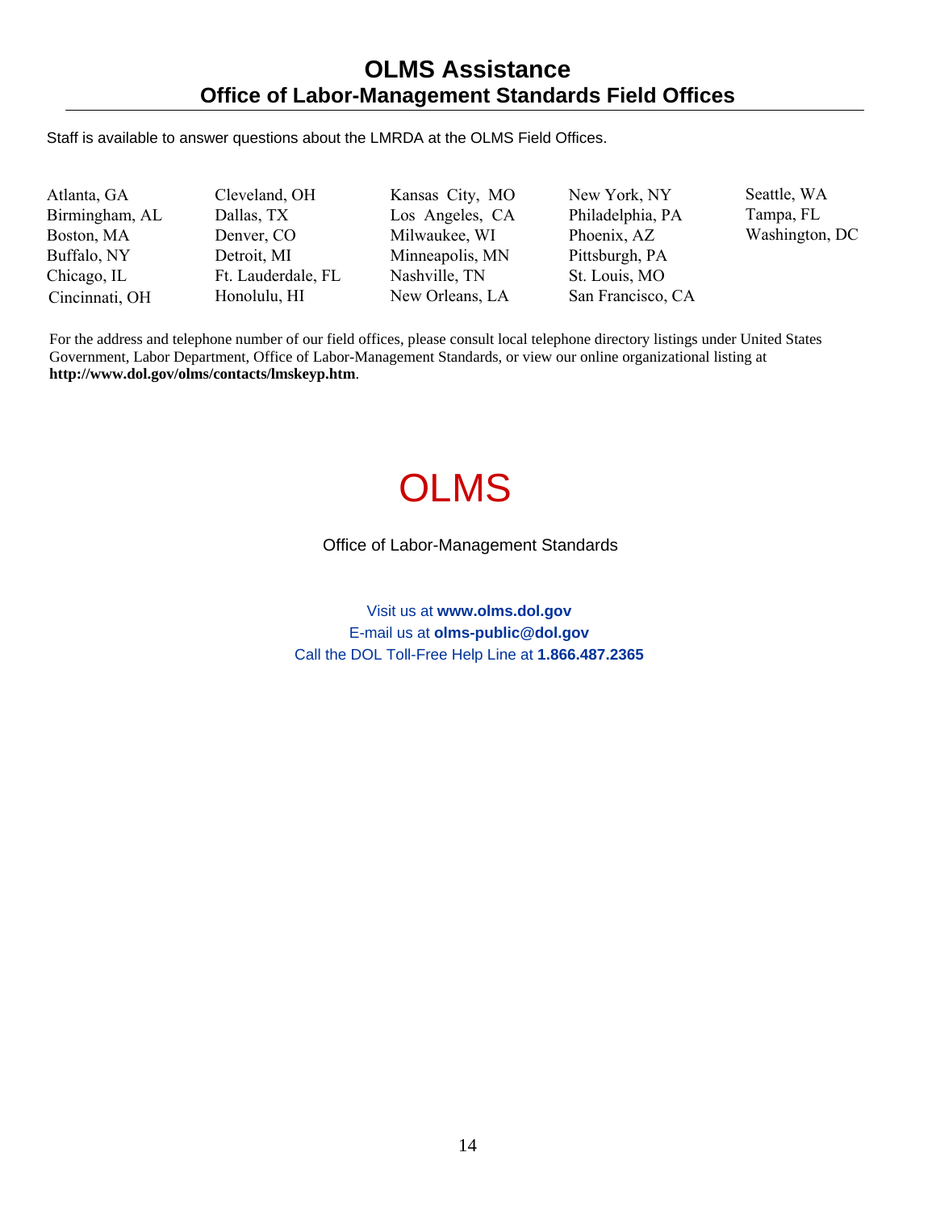# OLMS Assistance

## Office of Labor-Management Standards Field Offices

Staff is available to answer questions about the LMRDA at the OLMS Field Offices.

Atlanta, GA
Birmingham, AL
Boston, MA
Buffalo, NY
Chicago, IL
Cincinnati, OH
Cleveland, OH
Dallas, TX
Denver, CO
Detroit, MI
Ft. Lauderdale, FL
Honolulu, HI
Kansas City, MO
Los Angeles, CA
Milwaukee, WI
Minneapolis, MN
Nashville, TN
New Orleans, LA
New York, NY
Philadelphia, PA
Phoenix, AZ
Pittsburgh, PA
St. Louis, MO
San Francisco, CA
Seattle, WA
Tampa, FL
Washington, DC

For the address and telephone number of our field offices, please consult local telephone directory listings under United States Government, Labor Department, Office of Labor-Management Standards, or view our online organizational listing at **http://www.dol.gov/olms/contacts/lmskeyp.htm**.

# OLMS

Office of Labor-Management Standards

Visit us at **www.olms.dol.gov**
E-mail us at **olms-public@dol.gov**
Call the DOL Toll-Free Help Line at **1.866.487.2365**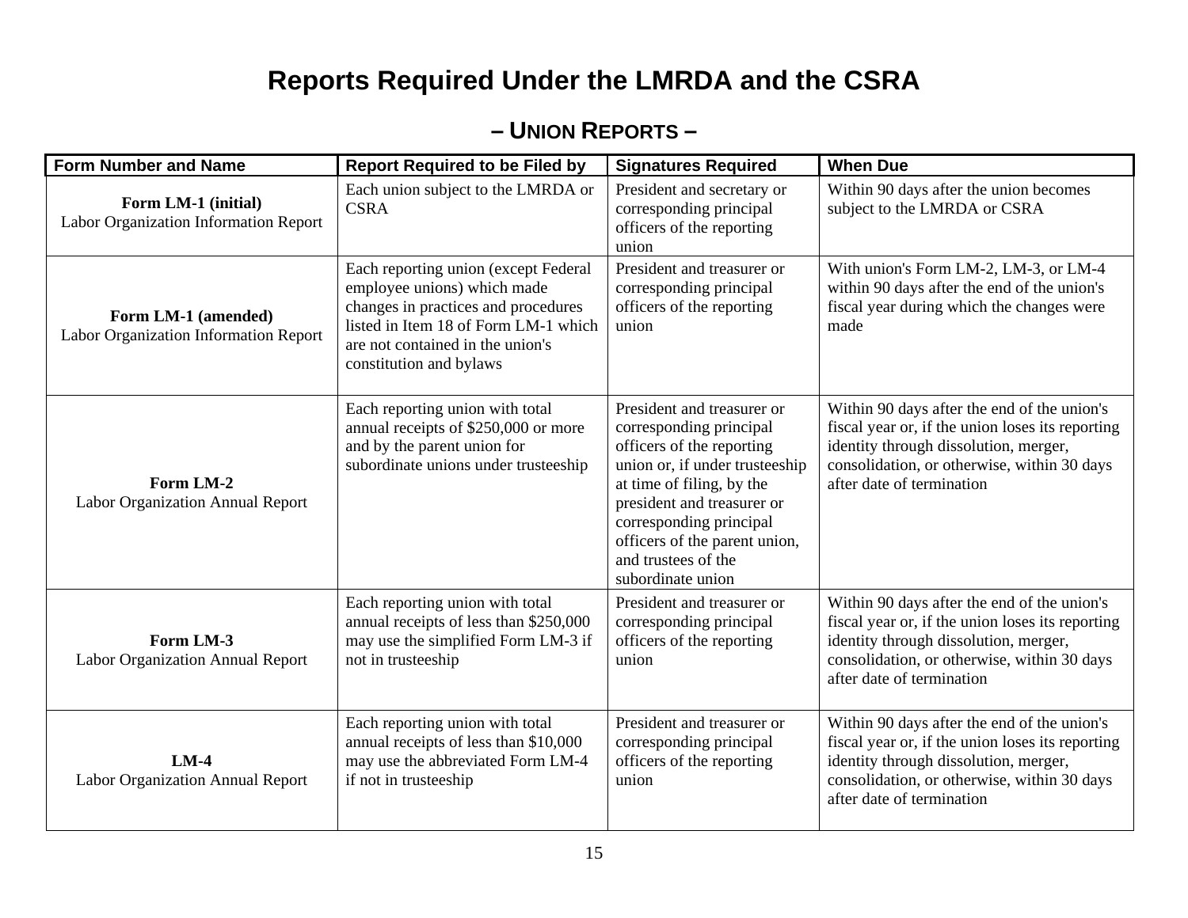# Reports Required Under the LMRDA and the CSRA

## – UNION REPORTS –

| Form Number and Name | Report Required to be Filed by | Signatures Required | When Due |
|---|---|---|---|
| **Form LM-1 (initial)** Labor Organization Information Report | Each union subject to the LMRDA or CSRA | President and secretary or corresponding principal officers of the reporting union | Within 90 days after the union becomes subject to the LMRDA or CSRA |
| **Form LM-1 (amended)** Labor Organization Information Report | Each reporting union (except Federal employee unions) which made changes in practices and procedures listed in Item 18 of Form LM-1 which are not contained in the union's constitution and bylaws | President and treasurer or corresponding principal officers of the reporting union | With union's Form LM-2, LM-3, or LM-4 within 90 days after the end of the union's fiscal year during which the changes were made |
| **Form LM-2** Labor Organization Annual Report | Each reporting union with total annual receipts of $250,000 or more and by the parent union for subordinate unions under trusteeship | President and treasurer or corresponding principal officers of the reporting union or, if under trusteeship at time of filing, by the president and treasurer or corresponding principal officers of the parent union, and trustees of the subordinate union | Within 90 days after the end of the union's fiscal year or, if the union loses its reporting identity through dissolution, merger, consolidation, or otherwise, within 30 days after date of termination |
| **Form LM-3** Labor Organization Annual Report | Each reporting union with total annual receipts of less than $250,000 may use the simplified Form LM-3 if not in trusteeship | President and treasurer or corresponding principal officers of the reporting union | Within 90 days after the end of the union's fiscal year or, if the union loses its reporting identity through dissolution, merger, consolidation, or otherwise, within 30 days after date of termination |
| **LM-4** Labor Organization Annual Report | Each reporting union with total annual receipts of less than $10,000 may use the abbreviated Form LM-4 if not in trusteeship | President and treasurer or corresponding principal officers of the reporting union | Within 90 days after the end of the union's fiscal year or, if the union loses its reporting identity through dissolution, merger, consolidation, or otherwise, within 30 days after date of termination |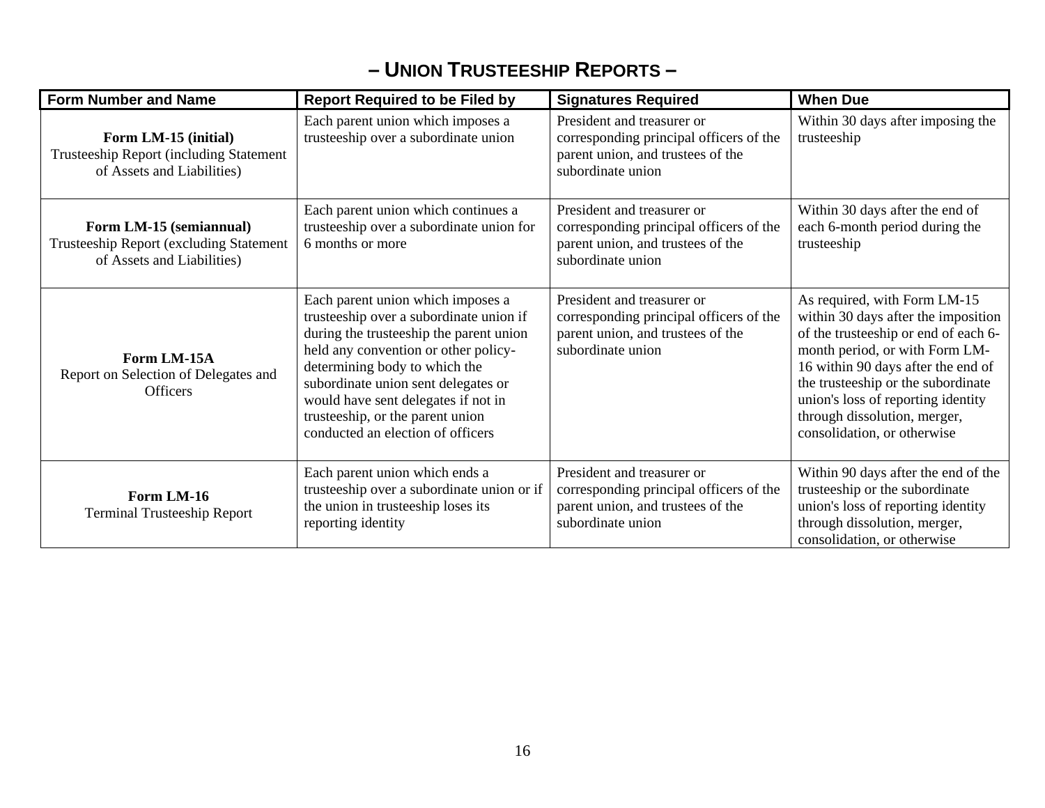# – UNION TRUSTEESHIP REPORTS –

| Form Number and Name | Report Required to be Filed by | Signatures Required | When Due |
|---|---|---|---|
| **Form LM-15 (initial)** Trusteeship Report (including Statement of Assets and Liabilities) | Each parent union which imposes a trusteeship over a subordinate union | President and treasurer or corresponding principal officers of the parent union, and trustees of the subordinate union | Within 30 days after imposing the trusteeship |
| **Form LM-15 (semiannual)** Trusteeship Report (excluding Statement of Assets and Liabilities) | Each parent union which continues a trusteeship over a subordinate union for 6 months or more | President and treasurer or corresponding principal officers of the parent union, and trustees of the subordinate union | Within 30 days after the end of each 6-month period during the trusteeship |
| **Form LM-15A** Report on Selection of Delegates and Officers | Each parent union which imposes a trusteeship over a subordinate union if during the trusteeship the parent union held any convention or other policy-determining body to which the subordinate union sent delegates or would have sent delegates if not in trusteeship, or the parent union conducted an election of officers | President and treasurer or corresponding principal officers of the parent union, and trustees of the subordinate union | As required, with Form LM-15 within 30 days after the imposition of the trusteeship or end of each 6-month period, or with Form LM-16 within 90 days after the end of the trusteeship or the subordinate union's loss of reporting identity through dissolution, merger, consolidation, or otherwise |
| **Form LM-16** Terminal Trusteeship Report | Each parent union which ends a trusteeship over a subordinate union or if the union in trusteeship loses its reporting identity | President and treasurer or corresponding principal officers of the parent union, and trustees of the subordinate union | Within 90 days after the end of the trusteeship or the subordinate union's loss of reporting identity through dissolution, merger, consolidation, or otherwise |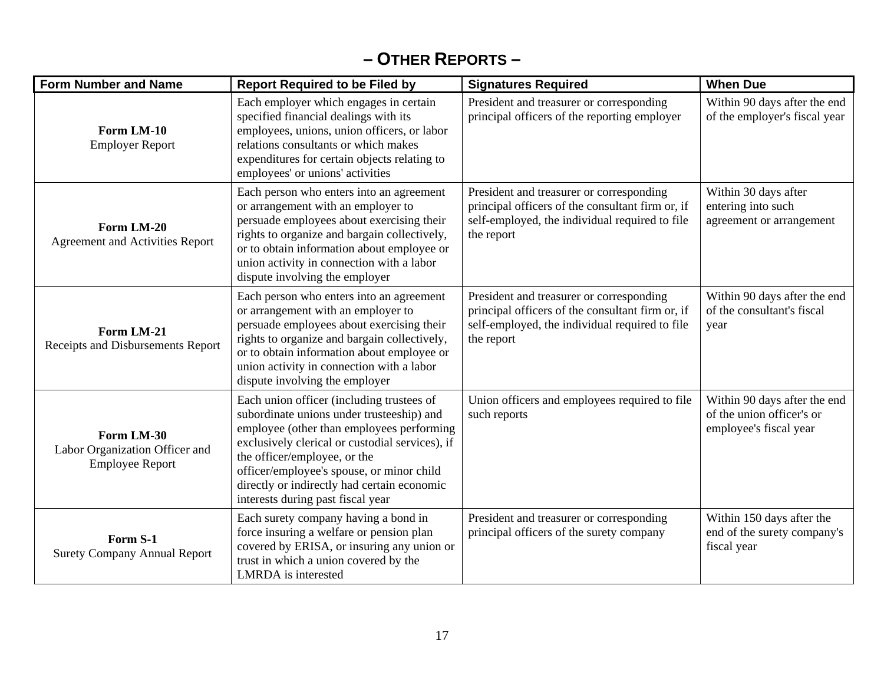# – OTHER REPORTS –

| Form Number and Name | Report Required to be Filed by | Signatures Required | When Due |
|---|---|---|---|
| **Form LM-10** Employer Report | Each employer which engages in certain specified financial dealings with its employees, unions, union officers, or labor relations consultants or which makes expenditures for certain objects relating to employees' or unions' activities | President and treasurer or corresponding principal officers of the reporting employer | Within 90 days after the end of the employer's fiscal year |
| **Form LM-20** Agreement and Activities Report | Each person who enters into an agreement or arrangement with an employer to persuade employees about exercising their rights to organize and bargain collectively, or to obtain information about employee or union activity in connection with a labor dispute involving the employer | President and treasurer or corresponding principal officers of the consultant firm or, if self-employed, the individual required to file the report | Within 30 days after entering into such agreement or arrangement |
| **Form LM-21** Receipts and Disbursements Report | Each person who enters into an agreement or arrangement with an employer to persuade employees about exercising their rights to organize and bargain collectively, or to obtain information about employee or union activity in connection with a labor dispute involving the employer | President and treasurer or corresponding principal officers of the consultant firm or, if self-employed, the individual required to file the report | Within 90 days after the end of the consultant's fiscal year |
| **Form LM-30** Labor Organization Officer and Employee Report | Each union officer (including trustees of subordinate unions under trusteeship) and employee (other than employees performing exclusively clerical or custodial services), if the officer/employee, or the officer/employee's spouse, or minor child directly or indirectly had certain economic interests during past fiscal year | Union officers and employees required to file such reports | Within 90 days after the end of the union officer's or employee's fiscal year |
| **Form S-1** Surety Company Annual Report | Each surety company having a bond in force insuring a welfare or pension plan covered by ERISA, or insuring any union or trust in which a union covered by the LMRDA is interested | President and treasurer or corresponding principal officers of the surety company | Within 150 days after the end of the surety company's fiscal year |